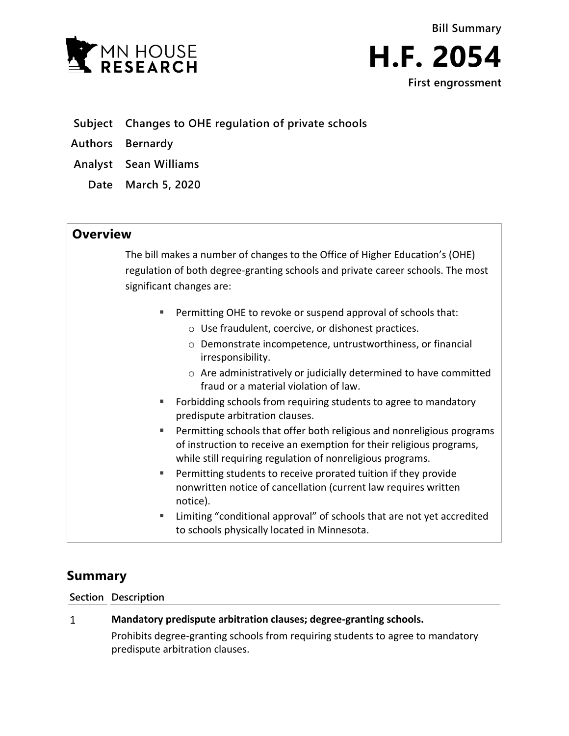MN HOUSE RESEARCH

Bill Summary

# H.F. 2054

First engrossment

**Subject** Changes to OHE regulation of private schools

**Authors** Bernardy

**Analyst** Sean Williams

**Date** March 5, 2020

## Overview

The bill makes a number of changes to the Office of Higher Education's (OHE) regulation of both degree-granting schools and private career schools. The most significant changes are:

- Permitting OHE to revoke or suspend approval of schools that:
  - Use fraudulent, coercive, or dishonest practices.
  - Demonstrate incompetence, untrustworthiness, or financial irresponsibility.
  - Are administratively or judicially determined to have committed fraud or a material violation of law.
- Forbidding schools from requiring students to agree to mandatory predispute arbitration clauses.
- Permitting schools that offer both religious and nonreligious programs of instruction to receive an exemption for their religious programs, while still requiring regulation of nonreligious programs.
- Permitting students to receive prorated tuition if they provide nonwritten notice of cancellation (current law requires written notice).
- Limiting "conditional approval" of schools that are not yet accredited to schools physically located in Minnesota.

## Summary

| Section | Description |
|---|---|
| 1 | **Mandatory predispute arbitration clauses; degree-granting schools.** Prohibits degree-granting schools from requiring students to agree to mandatory predispute arbitration clauses. |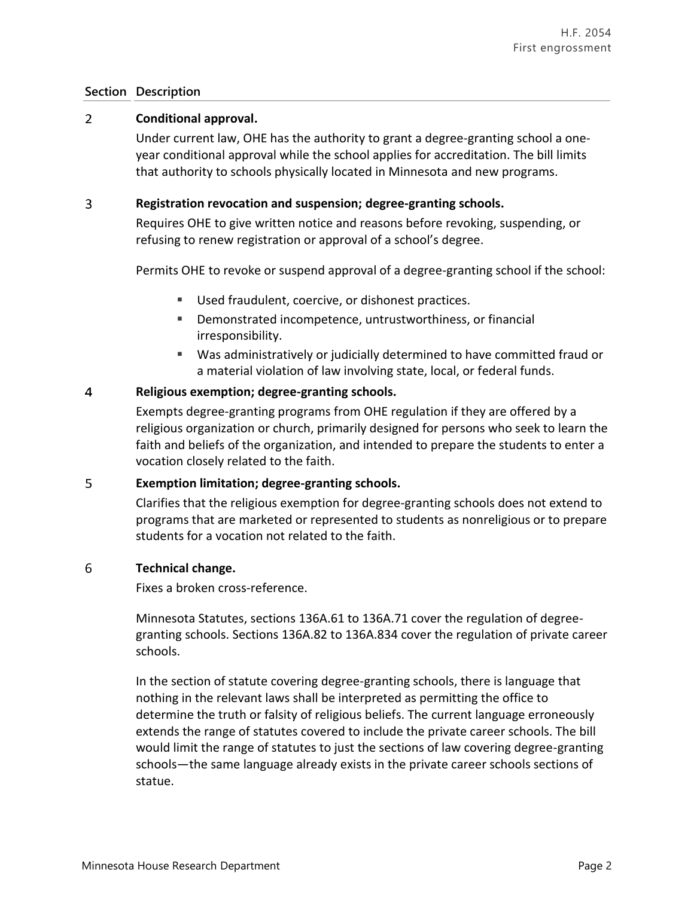| Section | Description |
|---|---|
| 2 | **Conditional approval.**<br>Under current law, OHE has the authority to grant a degree-granting school a one-year conditional approval while the school applies for accreditation. The bill limits that authority to schools physically located in Minnesota and new programs. |
| 3 | **Registration revocation and suspension; degree-granting schools.**<br>Requires OHE to give written notice and reasons before revoking, suspending, or refusing to renew registration or approval of a school's degree.<br><br>Permits OHE to revoke or suspend approval of a degree-granting school if the school:<br>▪ Used fraudulent, coercive, or dishonest practices.<br>▪ Demonstrated incompetence, untrustworthiness, or financial irresponsibility.<br>▪ Was administratively or judicially determined to have committed fraud or a material violation of law involving state, local, or federal funds. |
| 4 | **Religious exemption; degree-granting schools.**<br>Exempts degree-granting programs from OHE regulation if they are offered by a religious organization or church, primarily designed for persons who seek to learn the faith and beliefs of the organization, and intended to prepare the students to enter a vocation closely related to the faith. |
| 5 | **Exemption limitation; degree-granting schools.**<br>Clarifies that the religious exemption for degree-granting schools does not extend to programs that are marketed or represented to students as nonreligious or to prepare students for a vocation not related to the faith. |
| 6 | **Technical change.**<br>Fixes a broken cross-reference.<br><br>Minnesota Statutes, sections 136A.61 to 136A.71 cover the regulation of degree-granting schools. Sections 136A.82 to 136A.834 cover the regulation of private career schools.<br><br>In the section of statute covering degree-granting schools, there is language that nothing in the relevant laws shall be interpreted as permitting the office to determine the truth or falsity of religious beliefs. The current language erroneously extends the range of statutes covered to include the private career schools. The bill would limit the range of statutes to just the sections of law covering degree-granting schools—the same language already exists in the private career schools sections of statue. |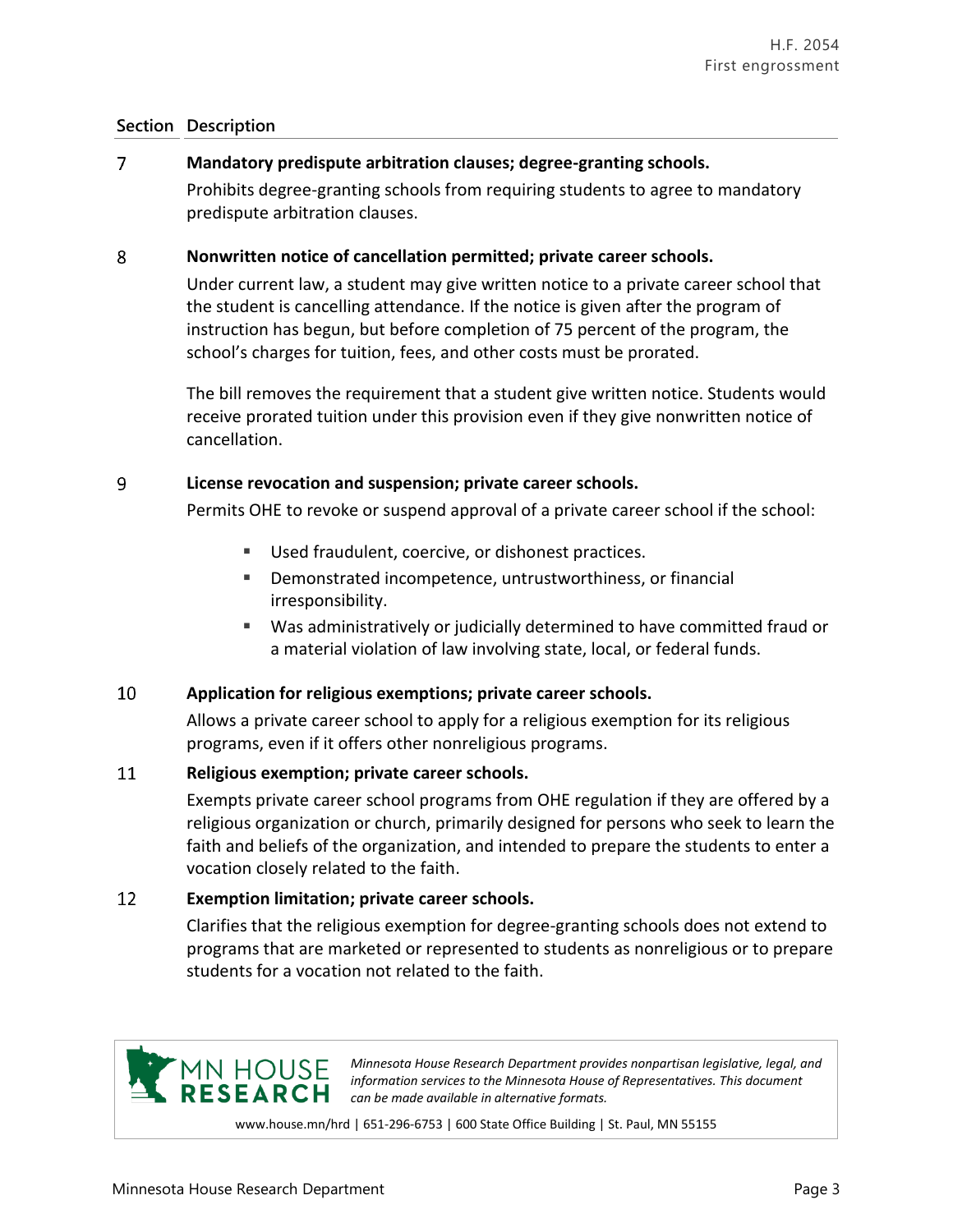| Section | Description |
|---|---|
| 7 | **Mandatory predispute arbitration clauses; degree-granting schools.**<br>Prohibits degree-granting schools from requiring students to agree to mandatory predispute arbitration clauses. |
| 8 | **Nonwritten notice of cancellation permitted; private career schools.**<br>Under current law, a student may give written notice to a private career school that the student is cancelling attendance. If the notice is given after the program of instruction has begun, but before completion of 75 percent of the program, the school's charges for tuition, fees, and other costs must be prorated.<br><br>The bill removes the requirement that a student give written notice. Students would receive prorated tuition under this provision even if they give nonwritten notice of cancellation. |
| 9 | **License revocation and suspension; private career schools.**<br>Permits OHE to revoke or suspend approval of a private career school if the school:<br>▪ Used fraudulent, coercive, or dishonest practices.<br>▪ Demonstrated incompetence, untrustworthiness, or financial irresponsibility.<br>▪ Was administratively or judicially determined to have committed fraud or a material violation of law involving state, local, or federal funds. |
| 10 | **Application for religious exemptions; private career schools.**<br>Allows a private career school to apply for a religious exemption for its religious programs, even if it offers other nonreligious programs. |
| 11 | **Religious exemption; private career schools.**<br>Exempts private career school programs from OHE regulation if they are offered by a religious organization or church, primarily designed for persons who seek to learn the faith and beliefs of the organization, and intended to prepare the students to enter a vocation closely related to the faith. |
| 12 | **Exemption limitation; private career schools.**<br>Clarifies that the religious exemption for degree-granting schools does not extend to programs that are marketed or represented to students as nonreligious or to prepare students for a vocation not related to the faith. |

MN HOUSE RESEARCH

*Minnesota House Research Department provides nonpartisan legislative, legal, and information services to the Minnesota House of Representatives. This document can be made available in alternative formats.*

www.house.mn/hrd | 651-296-6753 | 600 State Office Building | St. Paul, MN 55155